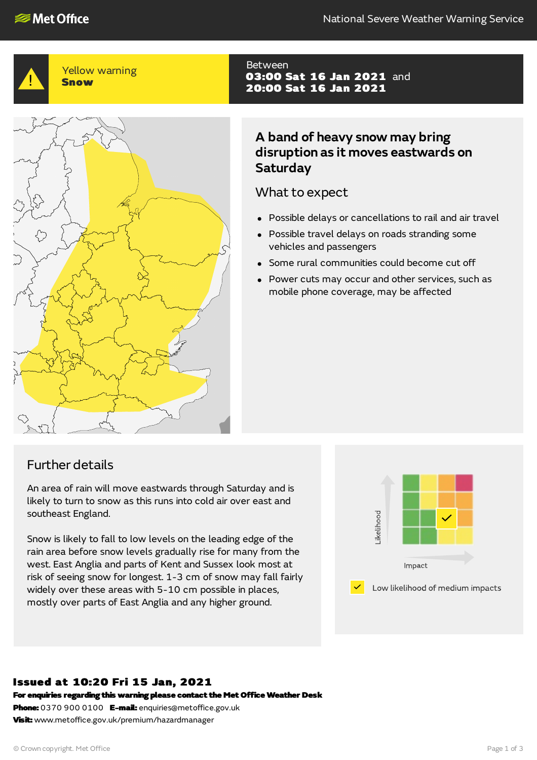**Met Office** — National Severe Weather Warning Service

**Yellow warning**
**Snow**

Between
**03:00 Sat 16 Jan 2021** and
**20:00 Sat 16 Jan 2021**

## A band of heavy snow may bring disruption as it moves eastwards on Saturday

### What to expect

- Possible delays or cancellations to rail and air travel
- Possible travel delays on roads stranding some vehicles and passengers
- Some rural communities could become cut off
- Power cuts may occur and other services, such as mobile phone coverage, may be affected

## Further details

An area of rain will move eastwards through Saturday and is likely to turn to snow as this runs into cold air over east and southeast England.

Snow is likely to fall to low levels on the leading edge of the rain area before snow levels gradually rise for many from the west. East Anglia and parts of Kent and Sussex look most at risk of seeing snow for longest. 1-3 cm of snow may fall fairly widely over these areas with 5-10 cm possible in places, mostly over parts of East Anglia and any higher ground.

Likelihood / Impact

✓ Low likelihood of medium impacts

**Issued at 10:20 Fri 15 Jan, 2021**

**For enquiries regarding this warning please contact the Met Office Weather Desk**
**Phone:** 0370 900 0100 **E-mail:** enquiries@metoffice.gov.uk
**Visit:** www.metoffice.gov.uk/premium/hazardmanager

© Crown copyright. Met Office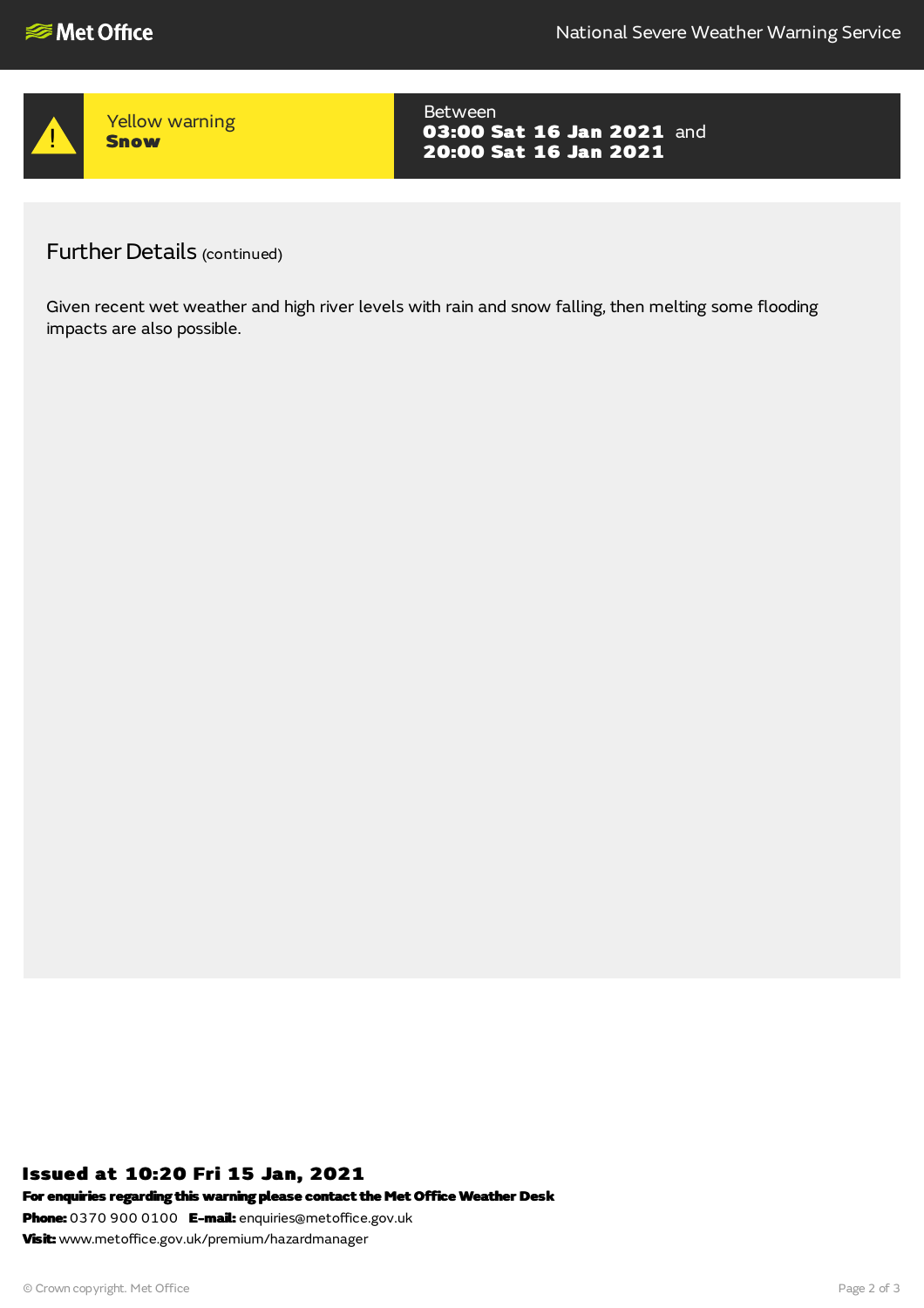**Yellow warning**
**Snow**

Between
**03:00 Sat 16 Jan 2021** and
**20:00 Sat 16 Jan 2021**

## Further Details (continued)

Given recent wet weather and high river levels with rain and snow falling, then melting some flooding impacts are also possible.

**Issued at 10:20 Fri 15 Jan, 2021**
**For enquiries regarding this warning please contact the Met Office Weather Desk**
**Phone:** 0370 900 0100 **E-mail:** enquiries@metoffice.gov.uk
**Visit:** www.metoffice.gov.uk/premium/hazardmanager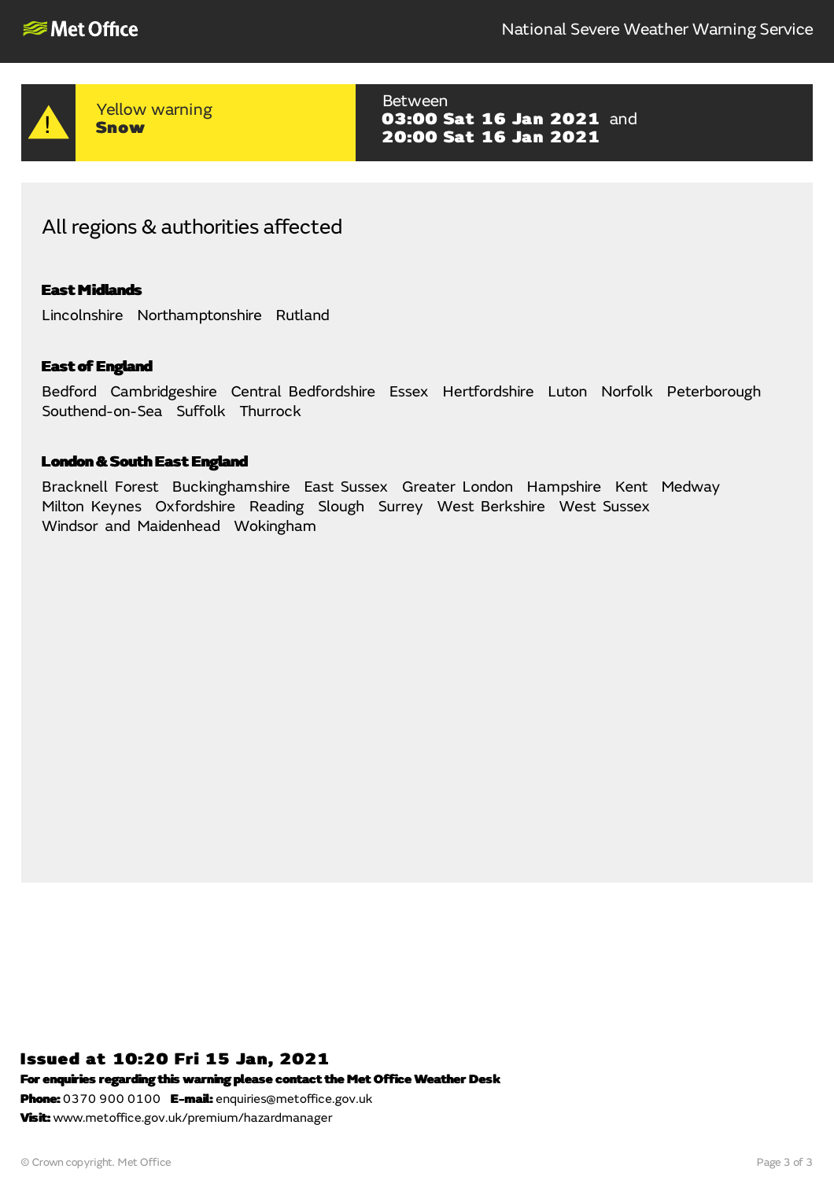Met Office — National Severe Weather Warning Service

**Yellow warning**
**Snow**

Between
**03:00 Sat 16 Jan 2021** and
**20:00 Sat 16 Jan 2021**

## All regions & authorities affected

### East Midlands

Lincolnshire   Northamptonshire   Rutland

### East of England

Bedford   Cambridgeshire   Central Bedfordshire   Essex   Hertfordshire   Luton   Norfolk   Peterborough   Southend-on-Sea   Suffolk   Thurrock

### London & South East England

Bracknell Forest   Buckinghamshire   East Sussex   Greater London   Hampshire   Kent   Medway   Milton Keynes   Oxfordshire   Reading   Slough   Surrey   West Berkshire   West Sussex   Windsor and Maidenhead   Wokingham

**Issued at 10:20 Fri 15 Jan, 2021**

**For enquiries regarding this warning please contact the Met Office Weather Desk**

**Phone:** 0370 900 0100   **E-mail:** enquiries@metoffice.gov.uk

**Visit:** www.metoffice.gov.uk/premium/hazardmanager

© Crown copyright. Met Office